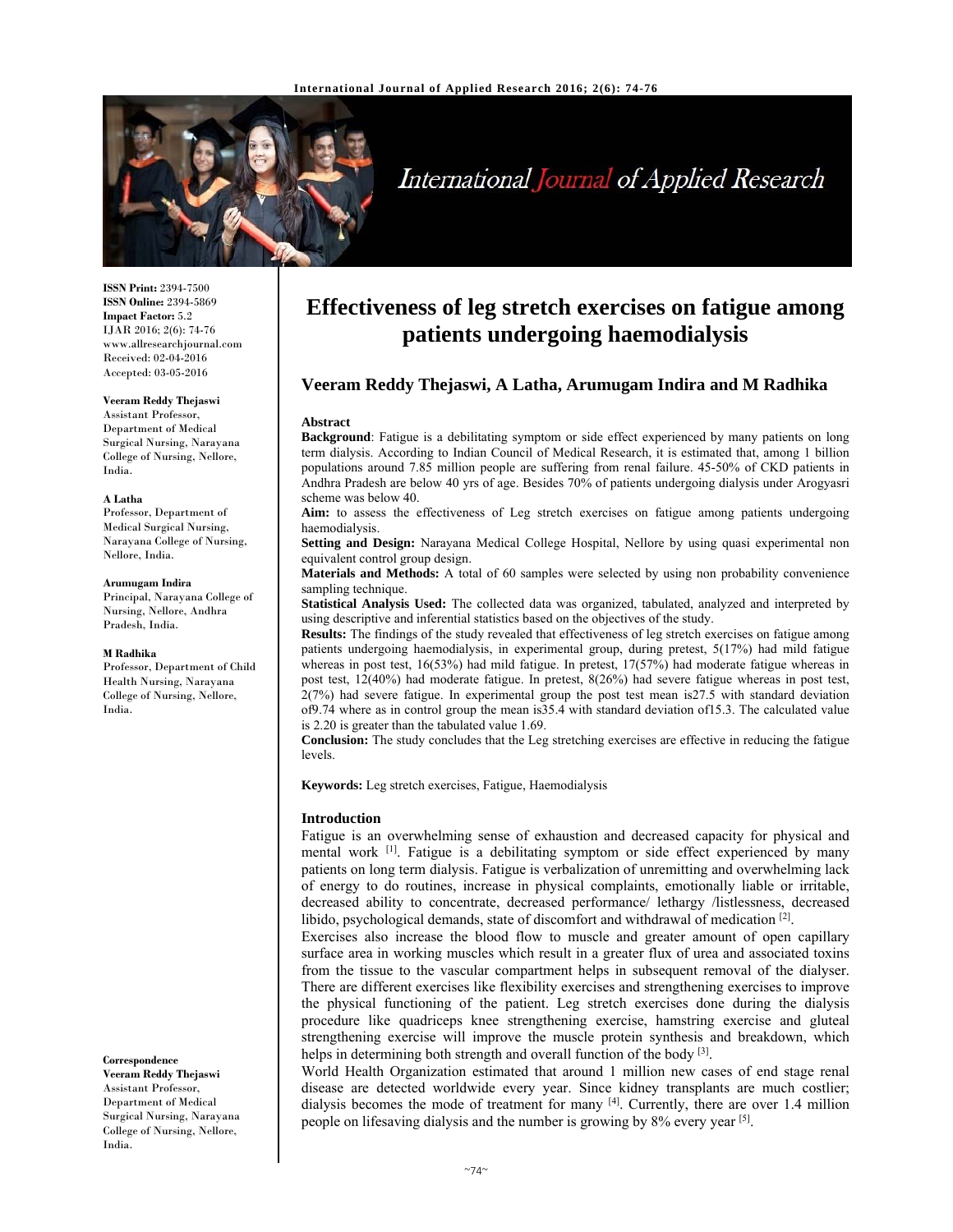# Effectiveness of leg stretch exercises on fatigue among patients undergoing haemodialysis

**Veeram Reddy Thejaswi, A Latha, Arumugam Indira and M Radhika**

**ISSN Print:** 2394-7500
**ISSN Online:** 2394-5869
**Impact Factor:** 5.2
IJAR 2016; 2(6): 74-76
www.allresearchjournal.com
Received: 02-04-2016
Accepted: 03-05-2016

**Veeram Reddy Thejaswi**
Assistant Professor, Department of Medical Surgical Nursing, Narayana College of Nursing, Nellore, India.

**A Latha**
Professor, Department of Medical Surgical Nursing, Narayana College of Nursing, Nellore, India.

**Arumugam Indira**
Principal, Narayana College of Nursing, Nellore, Andhra Pradesh, India.

**M Radhika**
Professor, Department of Child Health Nursing, Narayana College of Nursing, Nellore, India.

**Correspondence**
**Veeram Reddy Thejaswi**
Assistant Professor, Department of Medical Surgical Nursing, Narayana College of Nursing, Nellore, India.

## Abstract

**Background**: Fatigue is a debilitating symptom or side effect experienced by many patients on long term dialysis. According to Indian Council of Medical Research, it is estimated that, among 1 billion populations around 7.85 million people are suffering from renal failure. 45-50% of CKD patients in Andhra Pradesh are below 40 yrs of age. Besides 70% of patients undergoing dialysis under Arogyasri scheme was below 40.

**Aim:** to assess the effectiveness of Leg stretch exercises on fatigue among patients undergoing haemodialysis.

**Setting and Design:** Narayana Medical College Hospital, Nellore by using quasi experimental non equivalent control group design.

**Materials and Methods:** A total of 60 samples were selected by using non probability convenience sampling technique.

**Statistical Analysis Used:** The collected data was organized, tabulated, analyzed and interpreted by using descriptive and inferential statistics based on the objectives of the study.

**Results:** The findings of the study revealed that effectiveness of leg stretch exercises on fatigue among patients undergoing haemodialysis, in experimental group, during pretest, 5(17%) had mild fatigue whereas in post test, 16(53%) had mild fatigue. In pretest, 17(57%) had moderate fatigue whereas in post test, 12(40%) had moderate fatigue. In pretest, 8(26%) had severe fatigue whereas in post test, 2(7%) had severe fatigue. In experimental group the post test mean is27.5 with standard deviation of9.74 where as in control group the mean is35.4 with standard deviation of15.3. The calculated value is 2.20 is greater than the tabulated value 1.69.

**Conclusion:** The study concludes that the Leg stretching exercises are effective in reducing the fatigue levels.

**Keywords:** Leg stretch exercises, Fatigue, Haemodialysis

## Introduction

Fatigue is an overwhelming sense of exhaustion and decreased capacity for physical and mental work [1]. Fatigue is a debilitating symptom or side effect experienced by many patients on long term dialysis. Fatigue is verbalization of unremitting and overwhelming lack of energy to do routines, increase in physical complaints, emotionally liable or irritable, decreased ability to concentrate, decreased performance/ lethargy /listlessness, decreased libido, psychological demands, state of discomfort and withdrawal of medication [2].

Exercises also increase the blood flow to muscle and greater amount of open capillary surface area in working muscles which result in a greater flux of urea and associated toxins from the tissue to the vascular compartment helps in subsequent removal of the dialyser. There are different exercises like flexibility exercises and strengthening exercises to improve the physical functioning of the patient. Leg stretch exercises done during the dialysis procedure like quadriceps knee strengthening exercise, hamstring exercise and gluteal strengthening exercise will improve the muscle protein synthesis and breakdown, which helps in determining both strength and overall function of the body [3].

World Health Organization estimated that around 1 million new cases of end stage renal disease are detected worldwide every year. Since kidney transplants are much costlier; dialysis becomes the mode of treatment for many [4]. Currently, there are over 1.4 million people on lifesaving dialysis and the number is growing by 8% every year [5].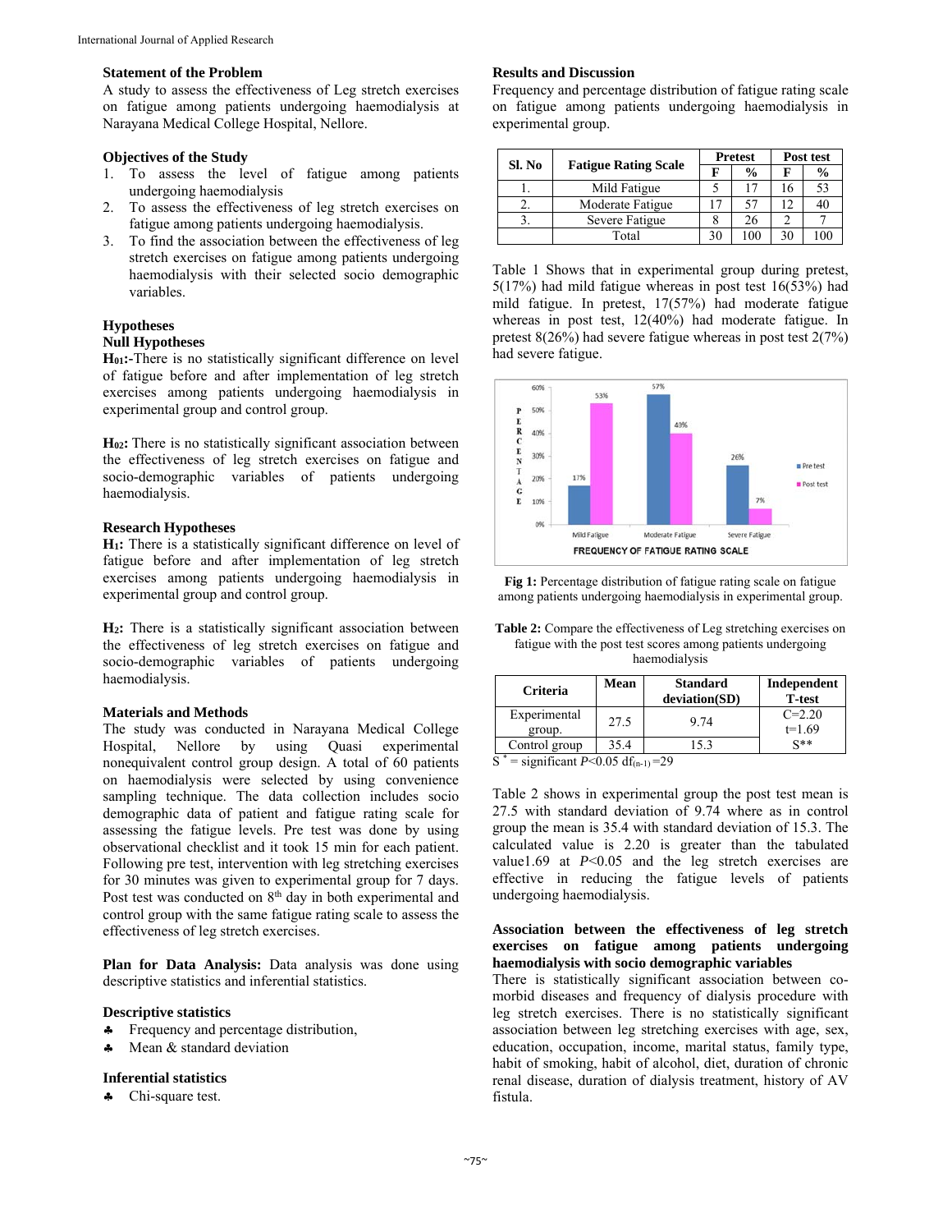### Statement of the Problem

A study to assess the effectiveness of Leg stretch exercises on fatigue among patients undergoing haemodialysis at Narayana Medical College Hospital, Nellore.

### Objectives of the Study

1. To assess the level of fatigue among patients undergoing haemodialysis
2. To assess the effectiveness of leg stretch exercises on fatigue among patients undergoing haemodialysis.
3. To find the association between the effectiveness of leg stretch exercises on fatigue among patients undergoing haemodialysis with their selected socio demographic variables.

### Hypotheses

**Null Hypotheses**

**$H_{01}$:-**There is no statistically significant difference on level of fatigue before and after implementation of leg stretch exercises among patients undergoing haemodialysis in experimental group and control group.

**$H_{02}$:** There is no statistically significant association between the effectiveness of leg stretch exercises on fatigue and socio-demographic variables of patients undergoing haemodialysis.

**Research Hypotheses**

**$H_1$:** There is a statistically significant difference on level of fatigue before and after implementation of leg stretch exercises among patients undergoing haemodialysis in experimental group and control group.

**$H_2$:** There is a statistically significant association between the effectiveness of leg stretch exercises on fatigue and socio-demographic variables of patients undergoing haemodialysis.

### Materials and Methods

The study was conducted in Narayana Medical College Hospital, Nellore by using Quasi experimental nonequivalent control group design. A total of 60 patients on haemodialysis were selected by using convenience sampling technique. The data collection includes socio demographic data of patient and fatigue rating scale for assessing the fatigue levels. Pre test was done by using observational checklist and it took 15 min for each patient. Following pre test, intervention with leg stretching exercises for 30 minutes was given to experimental group for 7 days. Post test was conducted on 8th day in both experimental and control group with the same fatigue rating scale to assess the effectiveness of leg stretch exercises.

**Plan for Data Analysis:** Data analysis was done using descriptive statistics and inferential statistics.

### Descriptive statistics

- Frequency and percentage distribution,
- Mean & standard deviation

### Inferential statistics

- Chi-square test.

### Results and Discussion

Frequency and percentage distribution of fatigue rating scale on fatigue among patients undergoing haemodialysis in experimental group.

| Sl. No | Fatigue Rating Scale | Pretest | | Post test | |
|---|---|---|---|---|---|
| | | F | % | F | % |
| 1. | Mild Fatigue | 5 | 17 | 16 | 53 |
| 2. | Moderate Fatigue | 17 | 57 | 12 | 40 |
| 3. | Severe Fatigue | 8 | 26 | 2 | 7 |
| | Total | 30 | 100 | 30 | 100 |

Table 1 Shows that in experimental group during pretest, 5(17%) had mild fatigue whereas in post test 16(53%) had mild fatigue. In pretest, 17(57%) had moderate fatigue whereas in post test, 12(40%) had moderate fatigue. In pretest 8(26%) had severe fatigue whereas in post test 2(7%) had severe fatigue.

**Fig 1:** Percentage distribution of fatigue rating scale on fatigue among patients undergoing haemodialysis in experimental group.

**Table 2:** Compare the effectiveness of Leg stretching exercises on fatigue with the post test scores among patients undergoing haemodialysis

| Criteria | Mean | Standard deviation(SD) | Independent T-test |
|---|---|---|---|
| Experimental group. | 27.5 | 9.74 | C=2.20 t=1.69 |
| Control group | 35.4 | 15.3 | S** |

S * = significant $P<0.05$ $df_{(n-1)}=29$

Table 2 shows in experimental group the post test mean is 27.5 with standard deviation of 9.74 where as in control group the mean is 35.4 with standard deviation of 15.3. The calculated value is 2.20 is greater than the tabulated value1.69 at $P<0.05$ and the leg stretch exercises are effective in reducing the fatigue levels of patients undergoing haemodialysis.

**Association between the effectiveness of leg stretch exercises on fatigue among patients undergoing haemodialysis with socio demographic variables**

There is statistically significant association between co-morbid diseases and frequency of dialysis procedure with leg stretch exercises. There is no statistically significant association between leg stretching exercises with age, sex, education, occupation, income, marital status, family type, habit of smoking, habit of alcohol, diet, duration of chronic renal disease, duration of dialysis treatment, history of AV fistula.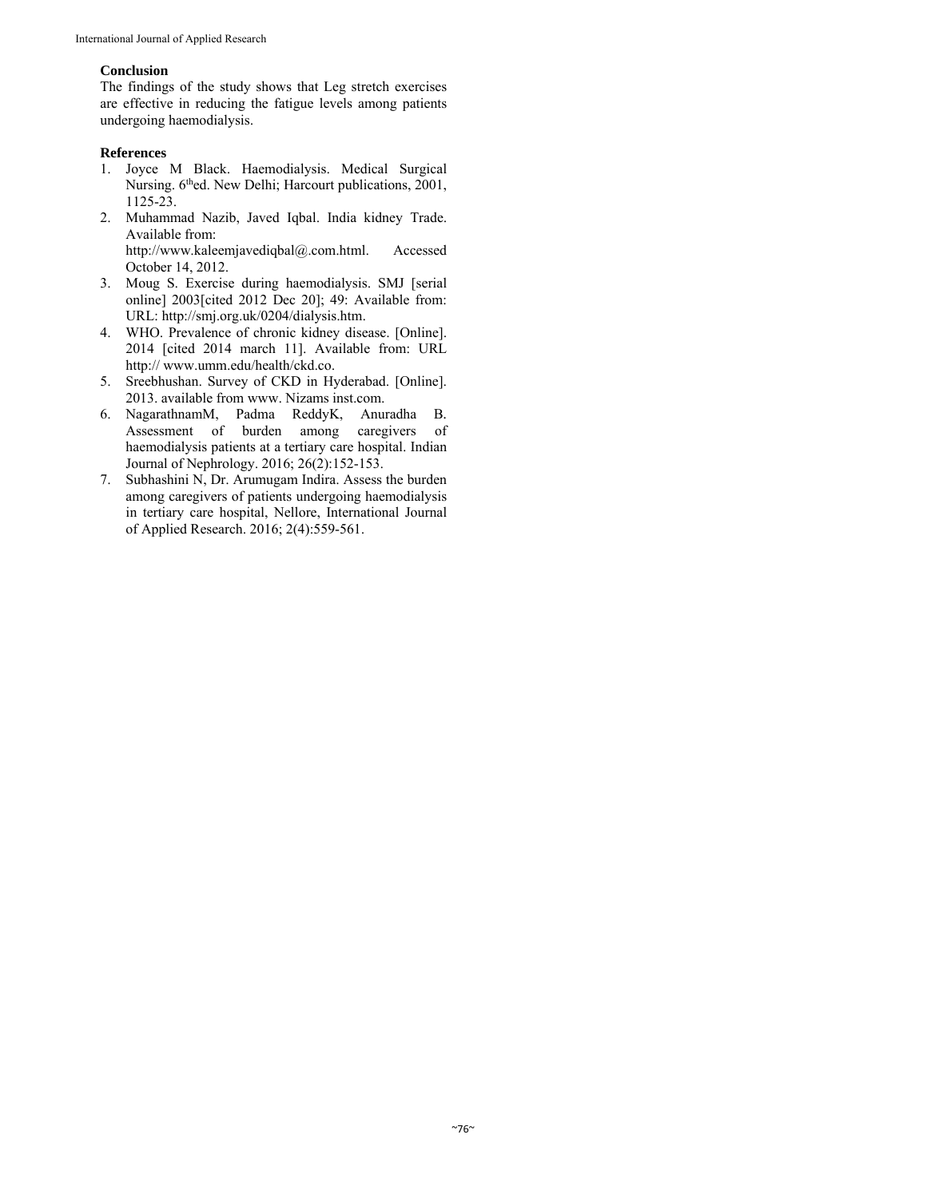## Conclusion

The findings of the study shows that Leg stretch exercises are effective in reducing the fatigue levels among patients undergoing haemodialysis.

## References

1. Joyce M Black. Haemodialysis. Medical Surgical Nursing. 6thed. New Delhi; Harcourt publications, 2001, 1125-23.
2. Muhammad Nazib, Javed Iqbal. India kidney Trade. Available from: http://www.kaleemjavediqbal@.com.html. Accessed October 14, 2012.
3. Moug S. Exercise during haemodialysis. SMJ [serial online] 2003[cited 2012 Dec 20]; 49: Available from: URL: http://smj.org.uk/0204/dialysis.htm.
4. WHO. Prevalence of chronic kidney disease. [Online]. 2014 [cited 2014 march 11]. Available from: URL http:// www.umm.edu/health/ckd.co.
5. Sreebhushan. Survey of CKD in Hyderabad. [Online]. 2013. available from www. Nizams inst.com.
6. NagarathnamM, Padma ReddyK, Anuradha B. Assessment of burden among caregivers of haemodialysis patients at a tertiary care hospital. Indian Journal of Nephrology. 2016; 26(2):152-153.
7. Subhashini N, Dr. Arumugam Indira. Assess the burden among caregivers of patients undergoing haemodialysis in tertiary care hospital, Nellore, International Journal of Applied Research. 2016; 2(4):559-561.